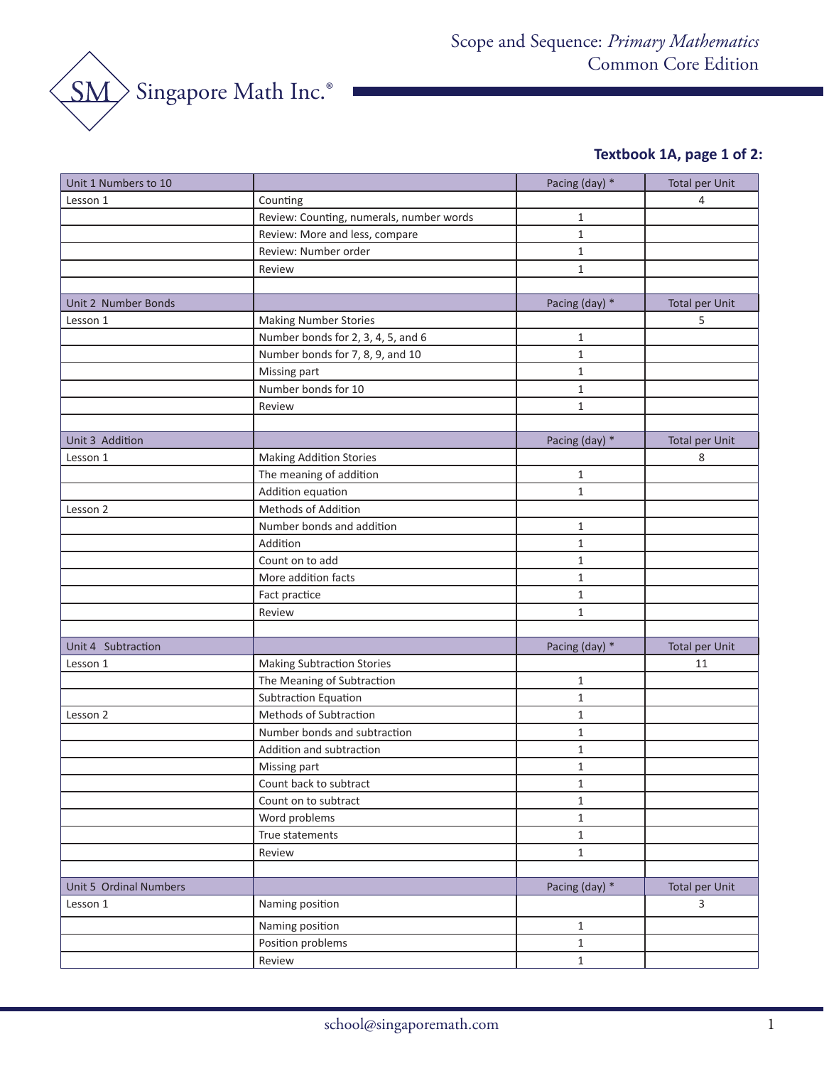# Scope and Sequence: *Primary Mathematics* Common Edition

Singapore Math Inc.®

**Textbook 1A, page 1 of 2:**

| Unit 1 Numbers to 10 | | Pacing (day) * | Total per Unit |
|---|---|---|---|
| Lesson 1 | Counting | | 4 |
| | Review: Counting, numerals, number words | 1 | |
| | Review: More and less, compare | 1 | |
| | Review: Number order | 1 | |
| | Review | 1 | |
| | | | |
| Unit 2 Number Bonds | | Pacing (day) * | Total per Unit |
| Lesson 1 | Making Number Stories | | 5 |
| | Number bonds for 2, 3, 4, 5, and 6 | 1 | |
| | Number bonds for 7, 8, 9, and 10 | 1 | |
| | Missing part | 1 | |
| | Number bonds for 10 | 1 | |
| | Review | 1 | |
| | | | |
| Unit 3 Addition | | Pacing (day) * | Total per Unit |
| Lesson 1 | Making Addition Stories | | 8 |
| | The meaning of addition | 1 | |
| | Addition equation | 1 | |
| Lesson 2 | Methods of Addition | | |
| | Number bonds and addition | 1 | |
| | Addition | 1 | |
| | Count on to add | 1 | |
| | More addition facts | 1 | |
| | Fact practice | 1 | |
| | Review | 1 | |
| | | | |
| Unit 4 Subtraction | | Pacing (day) * | Total per Unit |
| Lesson 1 | Making Subtraction Stories | | 11 |
| | The Meaning of Subtraction | 1 | |
| | Subtraction Equation | 1 | |
| Lesson 2 | Methods of Subtraction | 1 | |
| | Number bonds and subtraction | 1 | |
| | Addition and subtraction | 1 | |
| | Missing part | 1 | |
| | Count back to subtract | 1 | |
| | Count on to subtract | 1 | |
| | Word problems | 1 | |
| | True statements | 1 | |
| | Review | 1 | |
| | | | |
| Unit 5 Ordinal Numbers | | Pacing (day) * | Total per Unit |
| Lesson 1 | Naming position | | 3 |
| | Naming position | 1 | |
| | Position problems | 1 | |
| | Review | 1 | |

school@singaporemath.com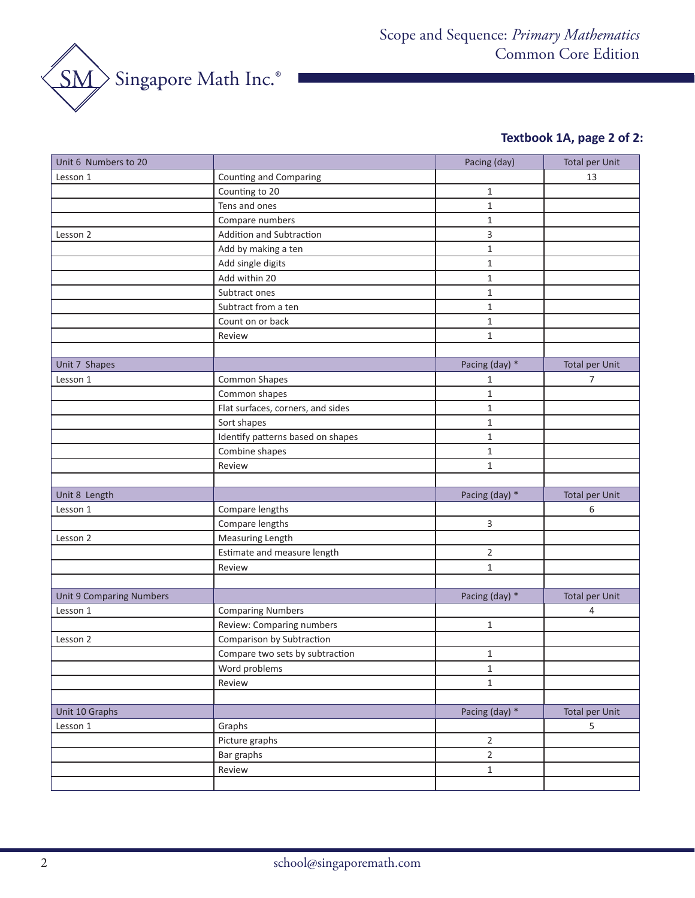Scope and Sequence: *Primary Mathematics* Common Core Edition

### Textbook 1A, page 2 of 2:

| Unit 6 Numbers to 20 | | Pacing (day) | Total per Unit |
|---|---|---|---|
| Lesson 1 | Counting and Comparing | | 13 |
| | Counting to 20 | 1 | |
| | Tens and ones | 1 | |
| | Compare numbers | 1 | |
| Lesson 2 | Addition and Subtraction | 3 | |
| | Add by making a ten | 1 | |
| | Add single digits | 1 | |
| | Add within 20 | 1 | |
| | Subtract ones | 1 | |
| | Subtract from a ten | 1 | |
| | Count on or back | 1 | |
| | Review | 1 | |
| | | | |
| **Unit 7 Shapes** | | **Pacing (day) *** | **Total per Unit** |
| Lesson 1 | Common Shapes | 1 | 7 |
| | Common shapes | 1 | |
| | Flat surfaces, corners, and sides | 1 | |
| | Sort shapes | 1 | |
| | Identify patterns based on shapes | 1 | |
| | Combine shapes | 1 | |
| | Review | 1 | |
| | | | |
| **Unit 8 Length** | | **Pacing (day) *** | **Total per Unit** |
| Lesson 1 | Compare lengths | | 6 |
| | Compare lengths | 3 | |
| Lesson 2 | Measuring Length | | |
| | Estimate and measure length | 2 | |
| | Review | 1 | |
| | | | |
| **Unit 9 Comparing Numbers** | | **Pacing (day) *** | **Total per Unit** |
| Lesson 1 | Comparing Numbers | | 4 |
| | Review: Comparing numbers | 1 | |
| Lesson 2 | Comparison by Subtraction | | |
| | Compare two sets by subtraction | 1 | |
| | Word problems | 1 | |
| | Review | 1 | |
| | | | |
| **Unit 10 Graphs** | | **Pacing (day) *** | **Total per Unit** |
| Lesson 1 | Graphs | | 5 |
| | Picture graphs | 2 | |
| | Bar graphs | 2 | |
| | Review | 1 | |
| | | | |

school@singaporemath.com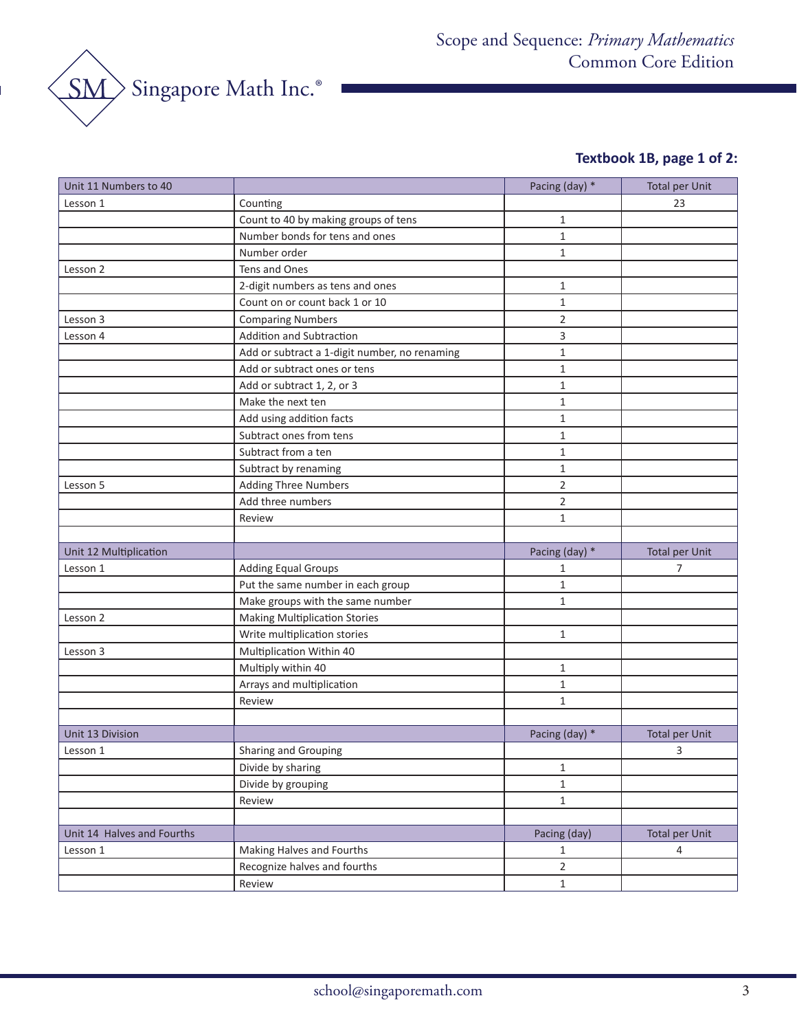**Textbook 1B, page 1 of 2:**

| Unit 11 Numbers to 40 | | Pacing (day) * | Total per Unit |
|---|---|---|---|
| Lesson 1 | Counting | | 23 |
| | Count to 40 by making groups of tens | 1 | |
| | Number bonds for tens and ones | 1 | |
| | Number order | 1 | |
| Lesson 2 | Tens and Ones | | |
| | 2-digit numbers as tens and ones | 1 | |
| | Count on or count back 1 or 10 | 1 | |
| Lesson 3 | Comparing Numbers | 2 | |
| Lesson 4 | Addition and Subtraction | 3 | |
| | Add or subtract a 1-digit number, no renaming | 1 | |
| | Add or subtract ones or tens | 1 | |
| | Add or subtract 1, 2, or 3 | 1 | |
| | Make the next ten | 1 | |
| | Add using addition facts | 1 | |
| | Subtract ones from tens | 1 | |
| | Subtract from a ten | 1 | |
| | Subtract by renaming | 1 | |
| Lesson 5 | Adding Three Numbers | 2 | |
| | Add three numbers | 2 | |
| | Review | 1 | |
| | | | |
| **Unit 12 Multiplication** | | **Pacing (day) *** | **Total per Unit** |
| Lesson 1 | Adding Equal Groups | 1 | 7 |
| | Put the same number in each group | 1 | |
| | Make groups with the same number | 1 | |
| Lesson 2 | Making Multiplication Stories | | |
| | Write multiplication stories | 1 | |
| Lesson 3 | Multiplication Within 40 | | |
| | Multiply within 40 | 1 | |
| | Arrays and multiplication | 1 | |
| | Review | 1 | |
| | | | |
| **Unit 13 Division** | | **Pacing (day) *** | **Total per Unit** |
| Lesson 1 | Sharing and Grouping | | 3 |
| | Divide by sharing | 1 | |
| | Divide by grouping | 1 | |
| | Review | 1 | |
| | | | |
| **Unit 14 Halves and Fourths** | | **Pacing (day)** | **Total per Unit** |
| Lesson 1 | Making Halves and Fourths | 1 | 4 |
| | Recognize halves and fourths | 2 | |
| | Review | 1 | |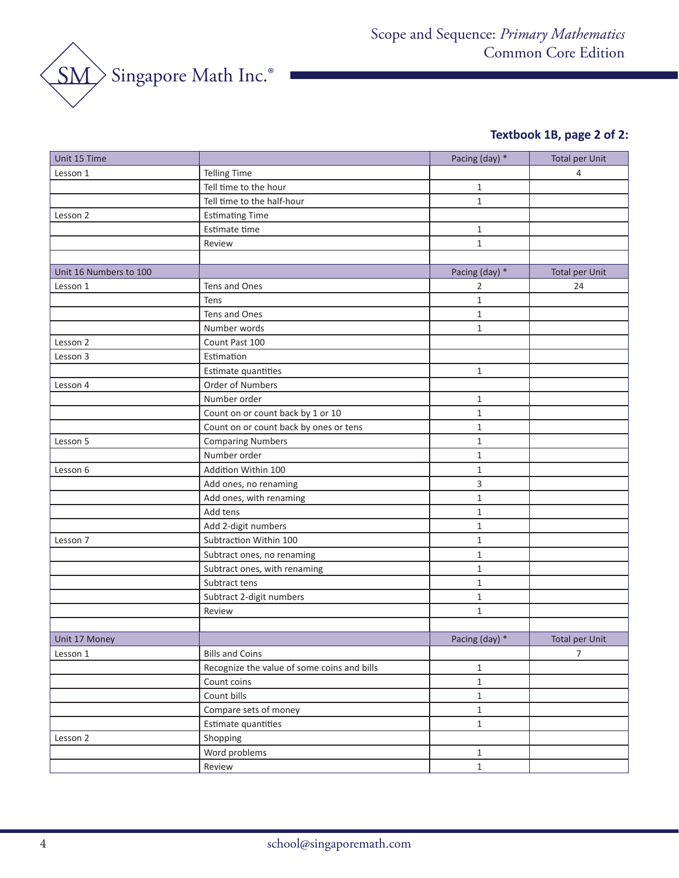**Textbook 1B, page 2 of 2:**

| Unit 15 Time | | Pacing (day) * | Total per Unit |
|---|---|---|---|
| Lesson 1 | Telling Time | | 4 |
| | Tell time to the hour | 1 | |
| | Tell time to the half-hour | 1 | |
| Lesson 2 | Estimating Time | | |
| | Estimate time | 1 | |
| | Review | 1 | |
| | | | |
| **Unit 16 Numbers to 100** | | **Pacing (day) *** | **Total per Unit** |
| Lesson 1 | Tens and Ones | 2 | 24 |
| | Tens | 1 | |
| | Tens and Ones | 1 | |
| | Number words | 1 | |
| Lesson 2 | Count Past 100 | | |
| Lesson 3 | Estimation | | |
| | Estimate quantities | 1 | |
| Lesson 4 | Order of Numbers | | |
| | Number order | 1 | |
| | Count on or count back by 1 or 10 | 1 | |
| | Count on or count back by ones or tens | 1 | |
| Lesson 5 | Comparing Numbers | 1 | |
| | Number order | 1 | |
| Lesson 6 | Addition Within 100 | 1 | |
| | Add ones, no renaming | 3 | |
| | Add ones, with renaming | 1 | |
| | Add tens | 1 | |
| | Add 2-digit numbers | 1 | |
| Lesson 7 | Subtraction Within 100 | 1 | |
| | Subtract ones, no renaming | 1 | |
| | Subtract ones, with renaming | 1 | |
| | Subtract tens | 1 | |
| | Subtract 2-digit numbers | 1 | |
| | Review | 1 | |
| | | | |
| **Unit 17 Money** | | **Pacing (day) *** | **Total per Unit** |
| Lesson 1 | Bills and Coins | | 7 |
| | Recognize the value of some coins and bills | 1 | |
| | Count coins | 1 | |
| | Count bills | 1 | |
| | Compare sets of money | 1 | |
| | Estimate quantities | 1 | |
| Lesson 2 | Shopping | | |
| | Word problems | 1 | |
| | Review | 1 | |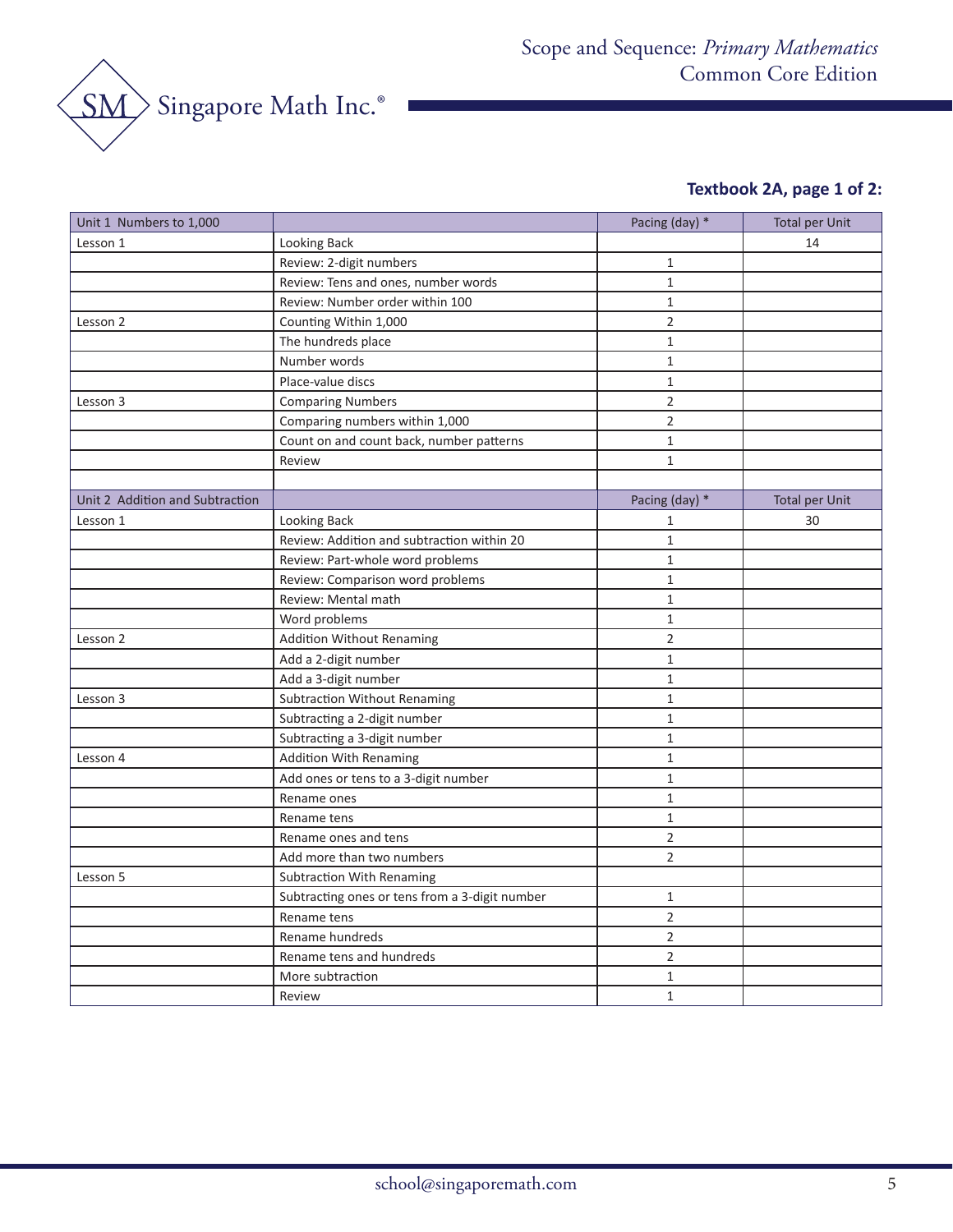**Textbook 2A, page 1 of 2:**

| Unit 1 Numbers to 1,000 | | Pacing (day) * | Total per Unit |
|---|---|---|---|
| Lesson 1 | Looking Back | | 14 |
| | Review: 2-digit numbers | 1 | |
| | Review: Tens and ones, number words | 1 | |
| | Review: Number order within 100 | 1 | |
| Lesson 2 | Counting Within 1,000 | 2 | |
| | The hundreds place | 1 | |
| | Number words | 1 | |
| | Place-value discs | 1 | |
| Lesson 3 | Comparing Numbers | 2 | |
| | Comparing numbers within 1,000 | 2 | |
| | Count on and count back, number patterns | 1 | |
| | Review | 1 | |
| | | | |
| Unit 2 Addition and Subtraction | | Pacing (day) * | Total per Unit |
| Lesson 1 | Looking Back | 1 | 30 |
| | Review: Addition and subtraction within 20 | 1 | |
| | Review: Part-whole word problems | 1 | |
| | Review: Comparison word problems | 1 | |
| | Review: Mental math | 1 | |
| | Word problems | 1 | |
| Lesson 2 | Addition Without Renaming | 2 | |
| | Add a 2-digit number | 1 | |
| | Add a 3-digit number | 1 | |
| Lesson 3 | Subtraction Without Renaming | 1 | |
| | Subtracting a 2-digit number | 1 | |
| | Subtracting a 3-digit number | 1 | |
| Lesson 4 | Addition With Renaming | 1 | |
| | Add ones or tens to a 3-digit number | 1 | |
| | Rename ones | 1 | |
| | Rename tens | 1 | |
| | Rename ones and tens | 2 | |
| | Add more than two numbers | 2 | |
| Lesson 5 | Subtraction With Renaming | | |
| | Subtracting ones or tens from a 3-digit number | 1 | |
| | Rename tens | 2 | |
| | Rename hundreds | 2 | |
| | Rename tens and hundreds | 2 | |
| | More subtraction | 1 | |
| | Review | 1 | |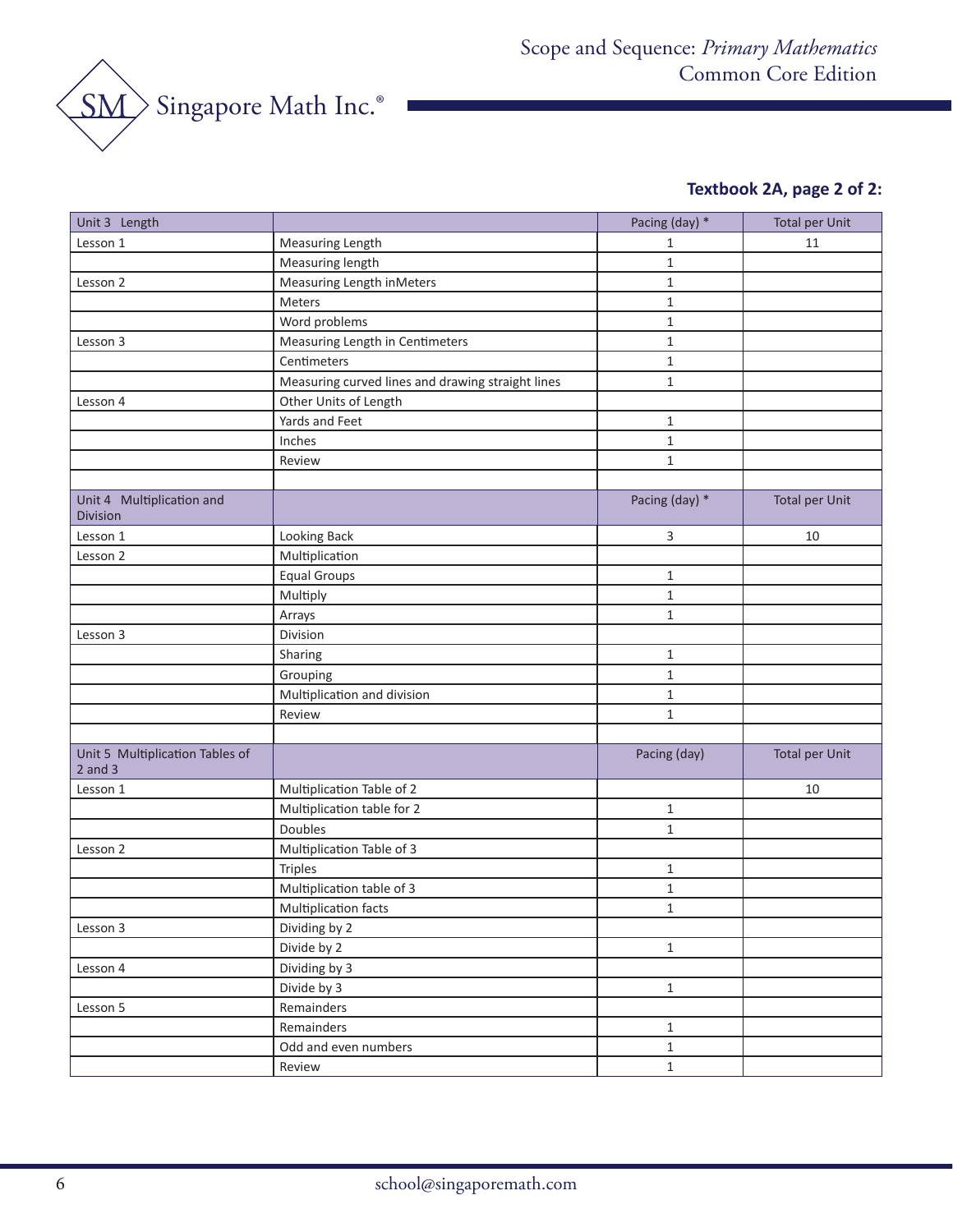**Textbook 2A, page 2 of 2:**

| Unit 3 Length | | Pacing (day) * | Total per Unit |
| --- | --- | --- | --- |
| Lesson 1 | Measuring Length | 1 | 11 |
| | Measuring length | 1 | |
| Lesson 2 | Measuring Length inMeters | 1 | |
| | Meters | 1 | |
| | Word problems | 1 | |
| Lesson 3 | Measuring Length in Centimeters | 1 | |
| | Centimeters | 1 | |
| | Measuring curved lines and drawing straight lines | 1 | |
| Lesson 4 | Other Units of Length | | |
| | Yards and Feet | 1 | |
| | Inches | 1 | |
| | Review | 1 | |
| | | | |
| **Unit 4 Multiplication and Division** | | **Pacing (day) *** | **Total per Unit** |
| Lesson 1 | Looking Back | 3 | 10 |
| Lesson 2 | Multiplication | | |
| | Equal Groups | 1 | |
| | Multiply | 1 | |
| | Arrays | 1 | |
| Lesson 3 | Division | | |
| | Sharing | 1 | |
| | Grouping | 1 | |
| | Multiplication and division | 1 | |
| | Review | 1 | |
| | | | |
| **Unit 5 Multiplication Tables of 2 and 3** | | **Pacing (day)** | **Total per Unit** |
| Lesson 1 | Multiplication Table of 2 | | 10 |
| | Multiplication table for 2 | 1 | |
| | Doubles | 1 | |
| Lesson 2 | Multiplication Table of 3 | | |
| | Triples | 1 | |
| | Multiplication table of 3 | 1 | |
| | Multiplication facts | 1 | |
| Lesson 3 | Dividing by 2 | | |
| | Divide by 2 | 1 | |
| Lesson 4 | Dividing by 3 | | |
| | Divide by 3 | 1 | |
| Lesson 5 | Remainders | | |
| | Remainders | 1 | |
| | Odd and even numbers | 1 | |
| | Review | 1 | |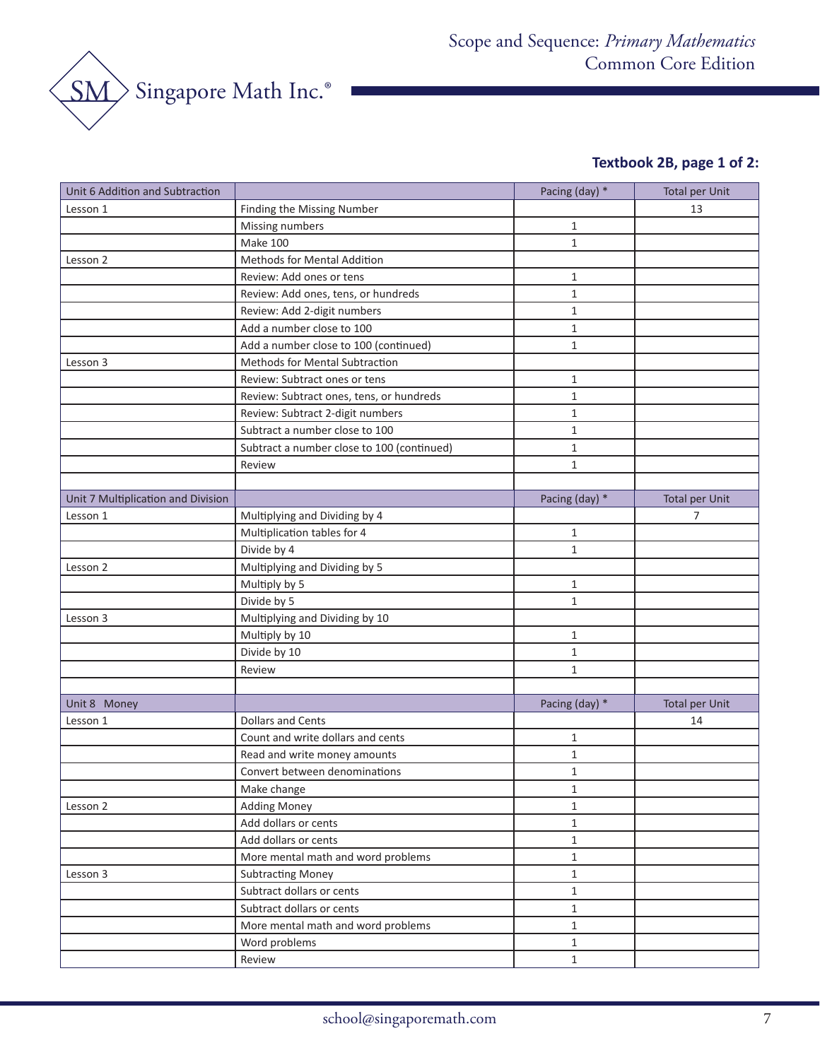**Textbook 2B, page 1 of 2:**

| Unit 6 Addition and Subtraction | | Pacing (day) * | Total per Unit |
|---|---|---|---|
| Lesson 1 | Finding the Missing Number | | 13 |
| | Missing numbers | 1 | |
| | Make 100 | 1 | |
| Lesson 2 | Methods for Mental Addition | | |
| | Review: Add ones or tens | 1 | |
| | Review: Add ones, tens, or hundreds | 1 | |
| | Review: Add 2-digit numbers | 1 | |
| | Add a number close to 100 | 1 | |
| | Add a number close to 100 (continued) | 1 | |
| Lesson 3 | Methods for Mental Subtraction | | |
| | Review: Subtract ones or tens | 1 | |
| | Review: Subtract ones, tens, or hundreds | 1 | |
| | Review: Subtract 2-digit numbers | 1 | |
| | Subtract a number close to 100 | 1 | |
| | Subtract a number close to 100 (continued) | 1 | |
| | Review | 1 | |
| | | | |
| **Unit 7 Multiplication and Division** | | **Pacing (day) *** | **Total per Unit** |
| Lesson 1 | Multiplying and Dividing by 4 | | 7 |
| | Multiplication tables for 4 | 1 | |
| | Divide by 4 | 1 | |
| Lesson 2 | Multiplying and Dividing by 5 | | |
| | Multiply by 5 | 1 | |
| | Divide by 5 | 1 | |
| Lesson 3 | Multiplying and Dividing by 10 | | |
| | Multiply by 10 | 1 | |
| | Divide by 10 | 1 | |
| | Review | 1 | |
| | | | |
| **Unit 8 Money** | | **Pacing (day) *** | **Total per Unit** |
| Lesson 1 | Dollars and Cents | | 14 |
| | Count and write dollars and cents | 1 | |
| | Read and write money amounts | 1 | |
| | Convert between denominations | 1 | |
| | Make change | 1 | |
| Lesson 2 | Adding Money | 1 | |
| | Add dollars or cents | 1 | |
| | Add dollars or cents | 1 | |
| | More mental math and word problems | 1 | |
| Lesson 3 | Subtracting Money | 1 | |
| | Subtract dollars or cents | 1 | |
| | Subtract dollars or cents | 1 | |
| | More mental math and word problems | 1 | |
| | Word problems | 1 | |
| | Review | 1 | |

school@singaporemath.com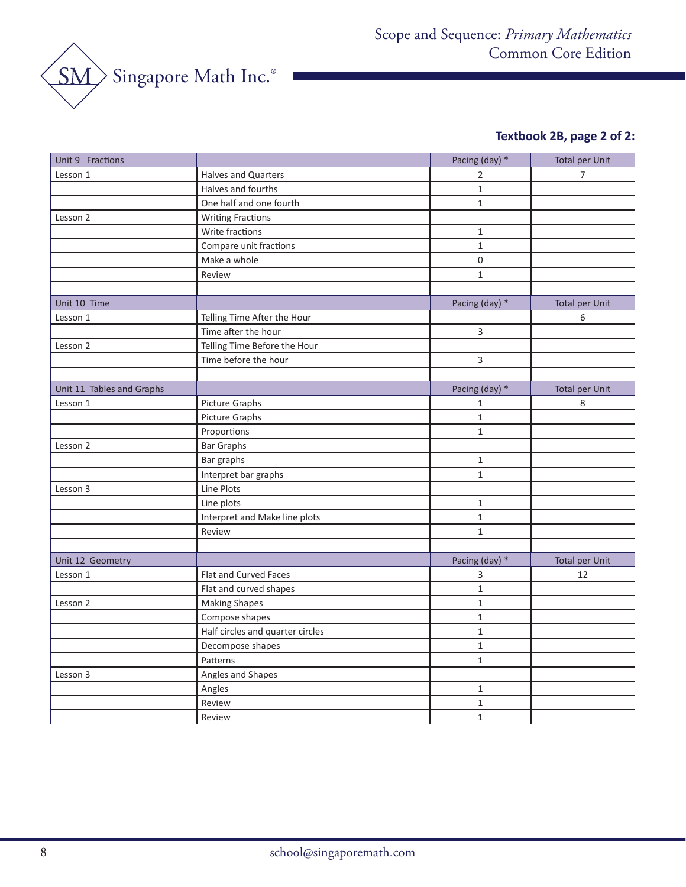**Textbook 2B, page 2 of 2:**

| Unit 9 Fractions | | Pacing (day) * | Total per Unit |
|---|---|---|---|
| Lesson 1 | Halves and Quarters | 2 | 7 |
| | Halves and fourths | 1 | |
| | One half and one fourth | 1 | |
| Lesson 2 | Writing Fractions | | |
| | Write fractions | 1 | |
| | Compare unit fractions | 1 | |
| | Make a whole | 0 | |
| | Review | 1 | |
| | | | |
| Unit 10 Time | | Pacing (day) * | Total per Unit |
| Lesson 1 | Telling Time After the Hour | | 6 |
| | Time after the hour | 3 | |
| Lesson 2 | Telling Time Before the Hour | | |
| | Time before the hour | 3 | |
| | | | |
| Unit 11 Tables and Graphs | | Pacing (day) * | Total per Unit |
| Lesson 1 | Picture Graphs | 1 | 8 |
| | Picture Graphs | 1 | |
| | Proportions | 1 | |
| Lesson 2 | Bar Graphs | | |
| | Bar graphs | 1 | |
| | Interpret bar graphs | 1 | |
| Lesson 3 | Line Plots | | |
| | Line plots | 1 | |
| | Interpret and Make line plots | 1 | |
| | Review | 1 | |
| | | | |
| Unit 12 Geometry | | Pacing (day) * | Total per Unit |
| Lesson 1 | Flat and Curved Faces | 3 | 12 |
| | Flat and curved shapes | 1 | |
| Lesson 2 | Making Shapes | 1 | |
| | Compose shapes | 1 | |
| | Half circles and quarter circles | 1 | |
| | Decompose shapes | 1 | |
| | Patterns | 1 | |
| Lesson 3 | Angles and Shapes | | |
| | Angles | 1 | |
| | Review | 1 | |
| | Review | 1 | |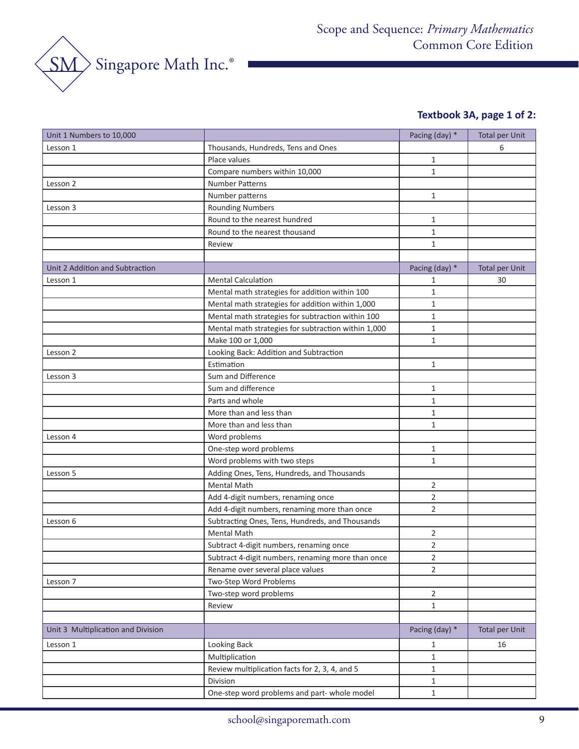Scope and Sequence: *Primary Mathematics* Common Core Edition

Singapore Math Inc.®

**Textbook 3A, page 1 of 2:**

| Unit 1 Numbers to 10,000 | | Pacing (day) * | Total per Unit |
|---|---|---|---|
| Lesson 1 | Thousands, Hundreds, Tens and Ones | | 6 |
| | Place values | 1 | |
| | Compare numbers within 10,000 | 1 | |
| Lesson 2 | Number Patterns | | |
| | Number patterns | 1 | |
| Lesson 3 | Rounding Numbers | | |
| | Round to the nearest hundred | 1 | |
| | Round to the nearest thousand | 1 | |
| | Review | 1 | |
| | | | |
| **Unit 2 Addition and Subtraction** | | **Pacing (day) *** | **Total per Unit** |
| Lesson 1 | Mental Calculation | 1 | 30 |
| | Mental math strategies for addition within 100 | 1 | |
| | Mental math strategies for addition within 1,000 | 1 | |
| | Mental math strategies for subtraction within 100 | 1 | |
| | Mental math strategies for subtraction within 1,000 | 1 | |
| | Make 100 or 1,000 | 1 | |
| Lesson 2 | Looking Back: Addition and Subtraction | | |
| | Estimation | 1 | |
| Lesson 3 | Sum and Difference | | |
| | Sum and difference | 1 | |
| | Parts and whole | 1 | |
| | More than and less than | 1 | |
| | More than and less than | 1 | |
| Lesson 4 | Word problems | | |
| | One-step word problems | 1 | |
| | Word problems with two steps | 1 | |
| Lesson 5 | Adding Ones, Tens, Hundreds, and Thousands | | |
| | Mental Math | 2 | |
| | Add 4-digit numbers, renaming once | 2 | |
| | Add 4-digit numbers, renaming more than once | 2 | |
| Lesson 6 | Subtracting Ones, Tens, Hundreds, and Thousands | | |
| | Mental Math | 2 | |
| | Subtract 4-digit numbers, renaming once | 2 | |
| | Subtract 4-digit numbers, renaming more than once | 2 | |
| | Rename over several place values | 2 | |
| Lesson 7 | Two-Step Word Problems | | |
| | Two-step word problems | 2 | |
| | Review | 1 | |
| | | | |
| **Unit 3 Multiplication and Division** | | **Pacing (day) *** | **Total per Unit** |
| Lesson 1 | Looking Back | 1 | 16 |
| | Multiplication | 1 | |
| | Review multiplication facts for 2, 3, 4, and 5 | 1 | |
| | Division | 1 | |
| | One-step word problems and part- whole model | 1 | |

school@singaporemath.com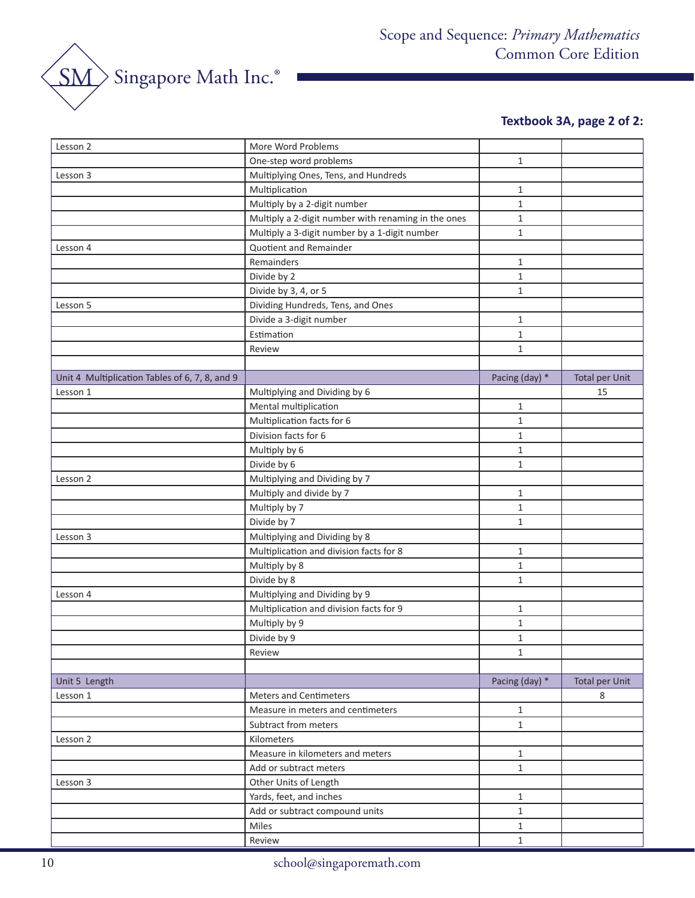## Textbook 3A, page 2 of 2:

| | | | |
|---|---|---|---|
| Lesson 2 | More Word Problems | | |
| | One-step word problems | 1 | |
| Lesson 3 | Multiplying Ones, Tens, and Hundreds | | |
| | Multiplication | 1 | |
| | Multiply by a 2-digit number | 1 | |
| | Multiply a 2-digit number with renaming in the ones | 1 | |
| | Multiply a 3-digit number by a 1-digit number | 1 | |
| Lesson 4 | Quotient and Remainder | | |
| | Remainders | 1 | |
| | Divide by 2 | 1 | |
| | Divide by 3, 4, or 5 | 1 | |
| Lesson 5 | Dividing Hundreds, Tens, and Ones | | |
| | Divide a 3-digit number | 1 | |
| | Estimation | 1 | |
| | Review | 1 | |
| | | | |
| Unit 4 Multiplication Tables of 6, 7, 8, and 9 | | Pacing (day) * | Total per Unit |
| Lesson 1 | Multiplying and Dividing by 6 | | 15 |
| | Mental multiplication | 1 | |
| | Multiplication facts for 6 | 1 | |
| | Division facts for 6 | 1 | |
| | Multiply by 6 | 1 | |
| | Divide by 6 | 1 | |
| Lesson 2 | Multiplying and Dividing by 7 | | |
| | Multiply and divide by 7 | 1 | |
| | Multiply by 7 | 1 | |
| | Divide by 7 | 1 | |
| Lesson 3 | Multiplying and Dividing by 8 | | |
| | Multiplication and division facts for 8 | 1 | |
| | Multiply by 8 | 1 | |
| | Divide by 8 | 1 | |
| Lesson 4 | Multiplying and Dividing by 9 | | |
| | Multiplication and division facts for 9 | 1 | |
| | Multiply by 9 | 1 | |
| | Divide by 9 | 1 | |
| | Review | 1 | |
| | | | |
| Unit 5 Length | | Pacing (day) * | Total per Unit |
| Lesson 1 | Meters and Centimeters | | 8 |
| | Measure in meters and centimeters | 1 | |
| | Subtract from meters | 1 | |
| Lesson 2 | Kilometers | | |
| | Measure in kilometers and meters | 1 | |
| | Add or subtract meters | 1 | |
| Lesson 3 | Other Units of Length | | |
| | Yards, feet, and inches | 1 | |
| | Add or subtract compound units | 1 | |
| | Miles | 1 | |
| | Review | 1 | |

school@singaporemath.com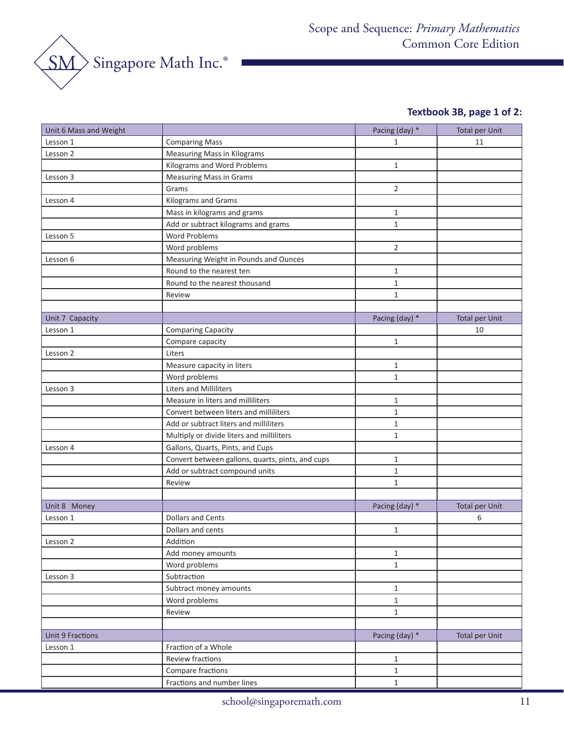**Textbook 3B, page 1 of 2:**

| Unit 6 Mass and Weight | | Pacing (day) * | Total per Unit |
|---|---|---|---|
| Lesson 1 | Comparing Mass | 1 | 11 |
| Lesson 2 | Measuring Mass in Kilograms | | |
| | Kilograms and Word Problems | 1 | |
| Lesson 3 | Measuring Mass in Grams | | |
| | Grams | 2 | |
| Lesson 4 | Kilograms and Grams | | |
| | Mass in kilograms and grams | 1 | |
| | Add or subtract kilograms and grams | 1 | |
| Lesson 5 | Word Problems | | |
| | Word problems | 2 | |
| Lesson 6 | Measuring Weight in Pounds and Ounces | | |
| | Round to the nearest ten | 1 | |
| | Round to the nearest thousand | 1 | |
| | Review | 1 | |
| | | | |
| Unit 7 Capacity | | Pacing (day) * | Total per Unit |
| Lesson 1 | Comparing Capacity | | 10 |
| | Compare capacity | 1 | |
| Lesson 2 | Liters | | |
| | Measure capacity in liters | 1 | |
| | Word problems | 1 | |
| Lesson 3 | Liters and Milliliters | | |
| | Measure in liters and milliliters | 1 | |
| | Convert between liters and milliliters | 1 | |
| | Add or subtract liters and milliliters | 1 | |
| | Multiply or divide liters and milliliters | 1 | |
| Lesson 4 | Gallons, Quarts, Pints, and Cups | | |
| | Convert between gallons, quarts, pints, and cups | 1 | |
| | Add or subtract compound units | 1 | |
| | Review | 1 | |
| | | | |
| Unit 8 Money | | Pacing (day) * | Total per Unit |
| Lesson 1 | Dollars and Cents | | 6 |
| | Dollars and cents | 1 | |
| Lesson 2 | Addition | | |
| | Add money amounts | 1 | |
| | Word problems | 1 | |
| Lesson 3 | Subtraction | | |
| | Subtract money amounts | 1 | |
| | Word problems | 1 | |
| | Review | 1 | |
| | | | |
| Unit 9 Fractions | | Pacing (day) * | Total per Unit |
| Lesson 1 | Fraction of a Whole | | |
| | Review fractions | 1 | |
| | Compare fractions | 1 | |
| | Fractions and number lines | 1 | |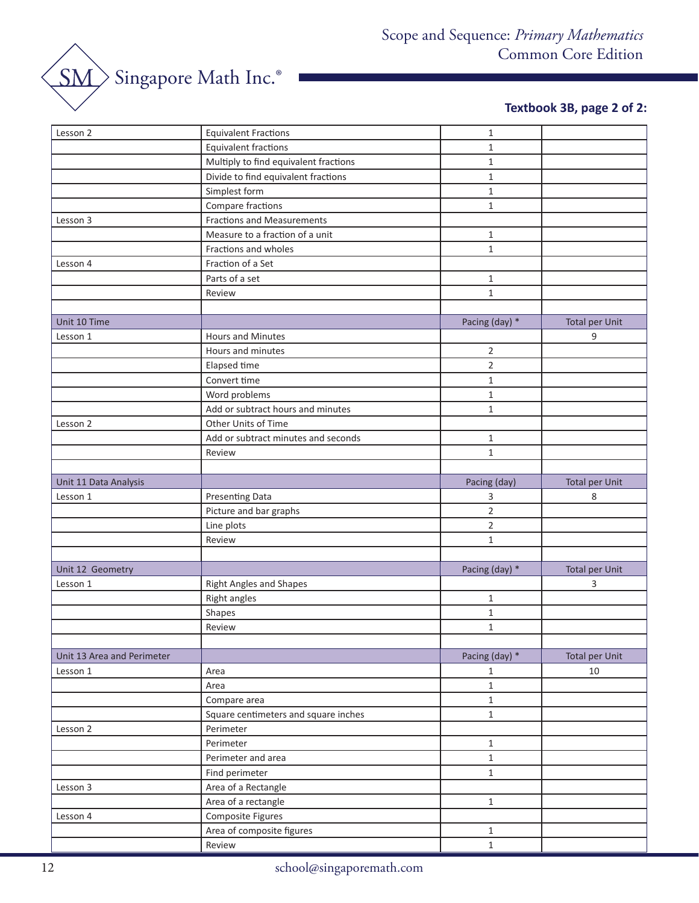Scope and Sequence: *Primary Mathematics* Common Core Edition

**Textbook 3B, page 2 of 2:**

| | | | |
|---|---|---|---|
| Lesson 2 | Equivalent Fractions | 1 | |
| | Equivalent fractions | 1 | |
| | Multiply to find equivalent fractions | 1 | |
| | Divide to find equivalent fractions | 1 | |
| | Simplest form | 1 | |
| | Compare fractions | 1 | |
| Lesson 3 | Fractions and Measurements | | |
| | Measure to a fraction of a unit | 1 | |
| | Fractions and wholes | 1 | |
| Lesson 4 | Fraction of a Set | | |
| | Parts of a set | 1 | |
| | Review | 1 | |
| | | | |
| Unit 10 Time | | Pacing (day) * | Total per Unit |
| Lesson 1 | Hours and Minutes | | 9 |
| | Hours and minutes | 2 | |
| | Elapsed time | 2 | |
| | Convert time | 1 | |
| | Word problems | 1 | |
| | Add or subtract hours and minutes | 1 | |
| Lesson 2 | Other Units of Time | | |
| | Add or subtract minutes and seconds | 1 | |
| | Review | 1 | |
| | | | |
| Unit 11 Data Analysis | | Pacing (day) | Total per Unit |
| Lesson 1 | Presenting Data | 3 | 8 |
| | Picture and bar graphs | 2 | |
| | Line plots | 2 | |
| | Review | 1 | |
| | | | |
| Unit 12 Geometry | | Pacing (day) * | Total per Unit |
| Lesson 1 | Right Angles and Shapes | | 3 |
| | Right angles | 1 | |
| | Shapes | 1 | |
| | Review | 1 | |
| | | | |
| Unit 13 Area and Perimeter | | Pacing (day) * | Total per Unit |
| Lesson 1 | Area | 1 | 10 |
| | Area | 1 | |
| | Compare area | 1 | |
| | Square centimeters and square inches | 1 | |
| Lesson 2 | Perimeter | | |
| | Perimeter | 1 | |
| | Perimeter and area | 1 | |
| | Find perimeter | 1 | |
| Lesson 3 | Area of a Rectangle | | |
| | Area of a rectangle | 1 | |
| Lesson 4 | Composite Figures | | |
| | Area of composite figures | 1 | |
| | Review | 1 | |

school@singaporemath.com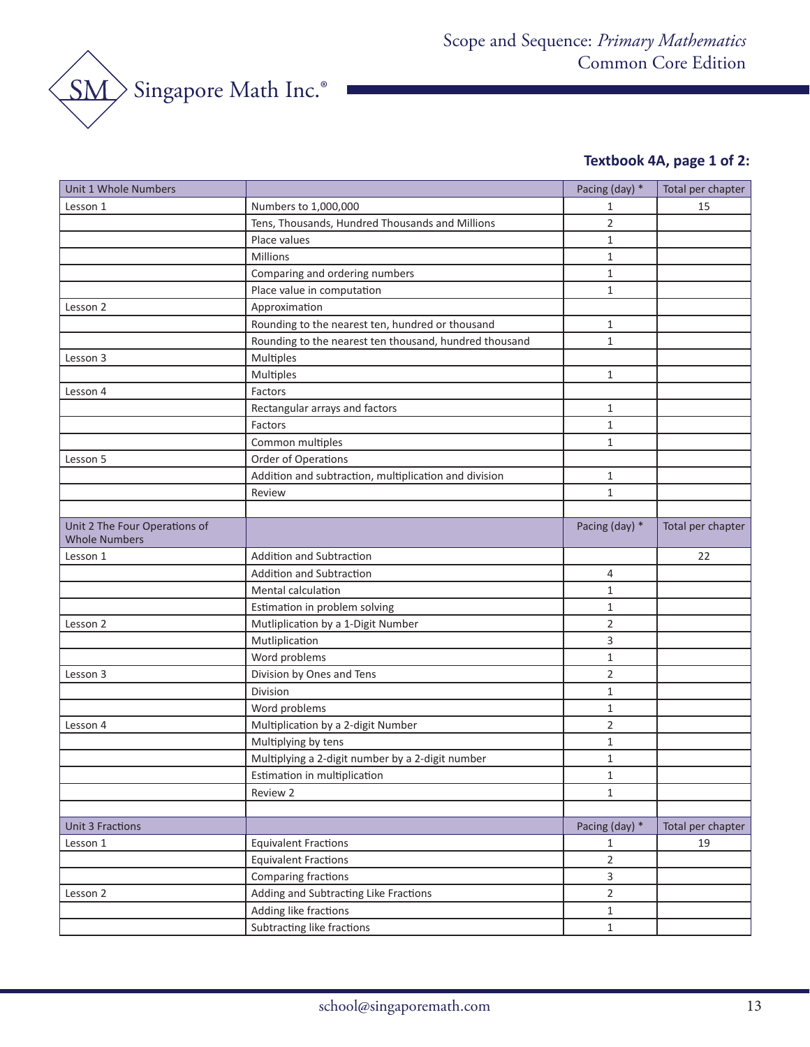# Scope and Sequence: *Primary Mathematics* Common Core Edition

Singapore Math Inc.®

**Textbook 4A, page 1 of 2:**

| Unit 1 Whole Numbers | | Pacing (day) * | Total per chapter |
|---|---|---|---|
| Lesson 1 | Numbers to 1,000,000 | 1 | 15 |
| | Tens, Thousands, Hundred Thousands and Millions | 2 | |
| | Place values | 1 | |
| | Millions | 1 | |
| | Comparing and ordering numbers | 1 | |
| | Place value in computation | 1 | |
| Lesson 2 | Approximation | | |
| | Rounding to the nearest ten, hundred or thousand | 1 | |
| | Rounding to the nearest ten thousand, hundred thousand | 1 | |
| Lesson 3 | Multiples | | |
| | Multiples | 1 | |
| Lesson 4 | Factors | | |
| | Rectangular arrays and factors | 1 | |
| | Factors | 1 | |
| | Common multiples | 1 | |
| Lesson 5 | Order of Operations | | |
| | Addition and subtraction, multiplication and division | 1 | |
| | Review | 1 | |
| | | | |
| Unit 2 The Four Operations of Whole Numbers | | Pacing (day) * | Total per chapter |
| Lesson 1 | Addition and Subtraction | | 22 |
| | Addition and Subtraction | 4 | |
| | Mental calculation | 1 | |
| | Estimation in problem solving | 1 | |
| Lesson 2 | Mutliplication by a 1-Digit Number | 2 | |
| | Mutliplication | 3 | |
| | Word problems | 1 | |
| Lesson 3 | Division by Ones and Tens | 2 | |
| | Division | 1 | |
| | Word problems | 1 | |
| Lesson 4 | Multiplication by a 2-digit Number | 2 | |
| | Multiplying by tens | 1 | |
| | Multiplying a 2-digit number by a 2-digit number | 1 | |
| | Estimation in multiplication | 1 | |
| | Review 2 | 1 | |
| | | | |
| Unit 3 Fractions | | Pacing (day) * | Total per chapter |
| Lesson 1 | Equivalent Fractions | 1 | 19 |
| | Equivalent Fractions | 2 | |
| | Comparing fractions | 3 | |
| Lesson 2 | Adding and Subtracting Like Fractions | 2 | |
| | Adding like fractions | 1 | |
| | Subtracting like fractions | 1 | |

school@singaporemath.com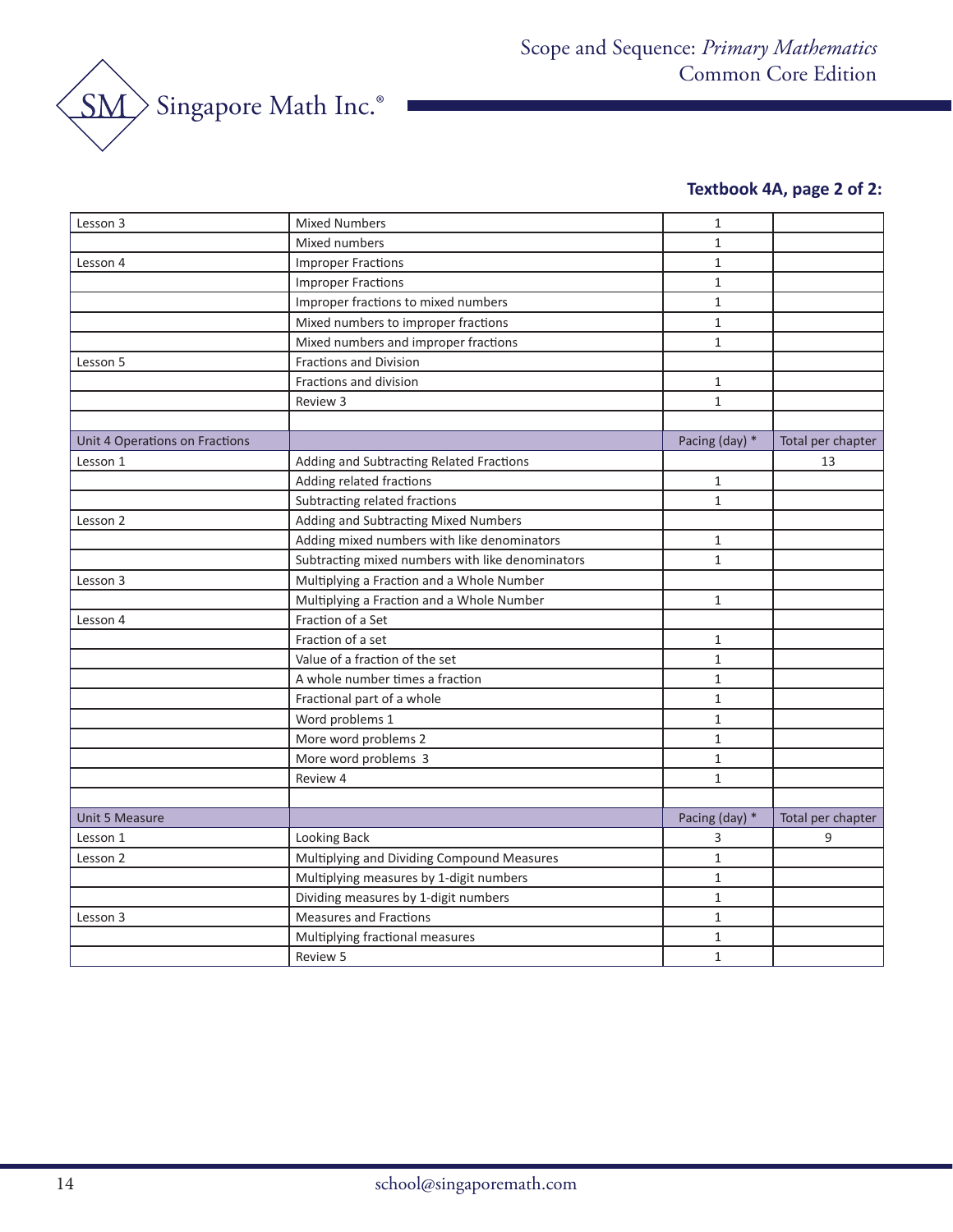**Textbook 4A, page 2 of 2:**

| | | | |
|---|---|---|---|
| Lesson 3 | Mixed Numbers | 1 | |
| | Mixed numbers | 1 | |
| Lesson 4 | Improper Fractions | 1 | |
| | Improper Fractions | 1 | |
| | Improper fractions to mixed numbers | 1 | |
| | Mixed numbers to improper fractions | 1 | |
| | Mixed numbers and improper fractions | 1 | |
| Lesson 5 | Fractions and Division | | |
| | Fractions and division | 1 | |
| | Review 3 | 1 | |
| | | | |
| Unit 4 Operations on Fractions | | Pacing (day) * | Total per chapter |
| Lesson 1 | Adding and Subtracting Related Fractions | | 13 |
| | Adding related fractions | 1 | |
| | Subtracting related fractions | 1 | |
| Lesson 2 | Adding and Subtracting Mixed Numbers | | |
| | Adding mixed numbers with like denominators | 1 | |
| | Subtracting mixed numbers with like denominators | 1 | |
| Lesson 3 | Multiplying a Fraction and a Whole Number | | |
| | Multiplying a Fraction and a Whole Number | 1 | |
| Lesson 4 | Fraction of a Set | | |
| | Fraction of a set | 1 | |
| | Value of a fraction of the set | 1 | |
| | A whole number times a fraction | 1 | |
| | Fractional part of a whole | 1 | |
| | Word problems 1 | 1 | |
| | More word problems 2 | 1 | |
| | More word problems 3 | 1 | |
| | Review 4 | 1 | |
| | | | |
| Unit 5 Measure | | Pacing (day) * | Total per chapter |
| Lesson 1 | Looking Back | 3 | 9 |
| Lesson 2 | Multiplying and Dividing Compound Measures | 1 | |
| | Multiplying measures by 1-digit numbers | 1 | |
| | Dividing measures by 1-digit numbers | 1 | |
| Lesson 3 | Measures and Fractions | 1 | |
| | Multiplying fractional measures | 1 | |
| | Review 5 | 1 | |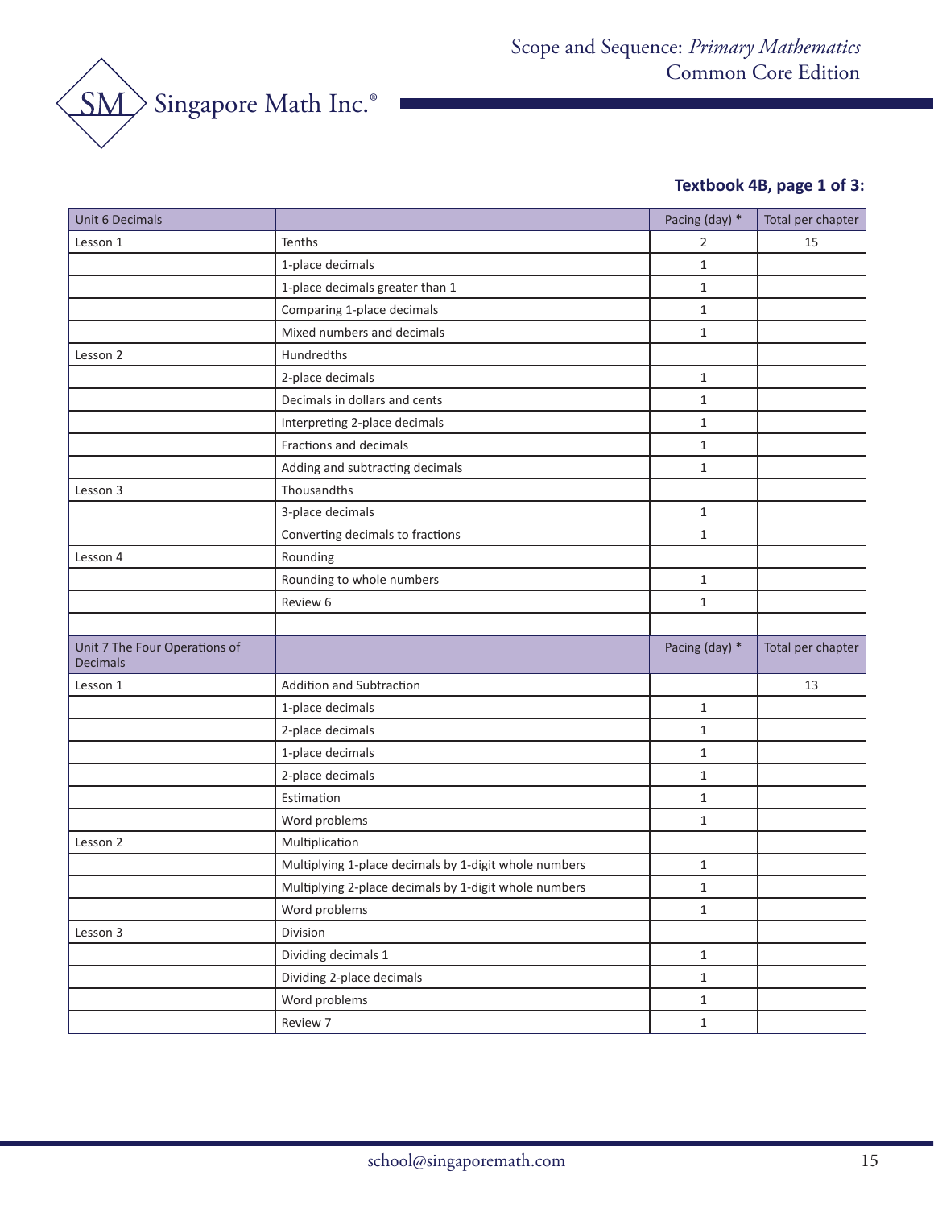**Textbook 4B, page 1 of 3:**

| Unit 6 Decimals | | Pacing (day) * | Total per chapter |
|---|---|---|---|
| Lesson 1 | Tenths | 2 | 15 |
| | 1-place decimals | 1 | |
| | 1-place decimals greater than 1 | 1 | |
| | Comparing 1-place decimals | 1 | |
| | Mixed numbers and decimals | 1 | |
| Lesson 2 | Hundredths | | |
| | 2-place decimals | 1 | |
| | Decimals in dollars and cents | 1 | |
| | Interpreting 2-place decimals | 1 | |
| | Fractions and decimals | 1 | |
| | Adding and subtracting decimals | 1 | |
| Lesson 3 | Thousandths | | |
| | 3-place decimals | 1 | |
| | Converting decimals to fractions | 1 | |
| Lesson 4 | Rounding | | |
| | Rounding to whole numbers | 1 | |
| | Review 6 | 1 | |
| | | | |
| **Unit 7 The Four Operations of Decimals** | | **Pacing (day) *** | **Total per chapter** |
| Lesson 1 | Addition and Subtraction | | 13 |
| | 1-place decimals | 1 | |
| | 2-place decimals | 1 | |
| | 1-place decimals | 1 | |
| | 2-place decimals | 1 | |
| | Estimation | 1 | |
| | Word problems | 1 | |
| Lesson 2 | Multiplication | | |
| | Multiplying 1-place decimals by 1-digit whole numbers | 1 | |
| | Multiplying 2-place decimals by 1-digit whole numbers | 1 | |
| | Word problems | 1 | |
| Lesson 3 | Division | | |
| | Dividing decimals 1 | 1 | |
| | Dividing 2-place decimals | 1 | |
| | Word problems | 1 | |
| | Review 7 | 1 | |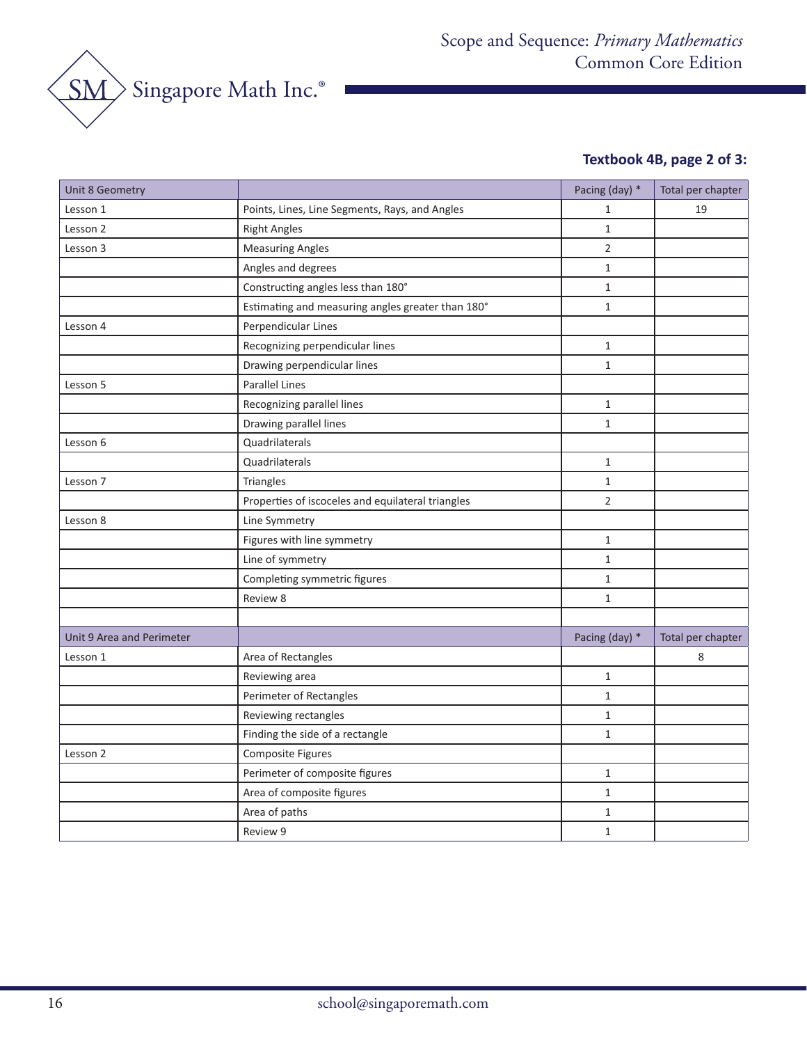**Textbook 4B, page 2 of 3:**

| Unit 8 Geometry | | Pacing (day) * | Total per chapter |
|---|---|---|---|
| Lesson 1 | Points, Lines, Line Segments, Rays, and Angles | 1 | 19 |
| Lesson 2 | Right Angles | 1 | |
| Lesson 3 | Measuring Angles | 2 | |
| | Angles and degrees | 1 | |
| | Constructing angles less than 180° | 1 | |
| | Estimating and measuring angles greater than 180° | 1 | |
| Lesson 4 | Perpendicular Lines | | |
| | Recognizing perpendicular lines | 1 | |
| | Drawing perpendicular lines | 1 | |
| Lesson 5 | Parallel Lines | | |
| | Recognizing parallel lines | 1 | |
| | Drawing parallel lines | 1 | |
| Lesson 6 | Quadrilaterals | | |
| | Quadrilaterals | 1 | |
| Lesson 7 | Triangles | 1 | |
| | Properties of iscoceles and equilateral triangles | 2 | |
| Lesson 8 | Line Symmetry | | |
| | Figures with line symmetry | 1 | |
| | Line of symmetry | 1 | |
| | Completing symmetric figures | 1 | |
| | Review 8 | 1 | |
| | | | |
| **Unit 9 Area and Perimeter** | | **Pacing (day) *** | **Total per chapter** |
| Lesson 1 | Area of Rectangles | | 8 |
| | Reviewing area | 1 | |
| | Perimeter of Rectangles | 1 | |
| | Reviewing rectangles | 1 | |
| | Finding the side of a rectangle | 1 | |
| Lesson 2 | Composite Figures | | |
| | Perimeter of composite figures | 1 | |
| | Area of composite figures | 1 | |
| | Area of paths | 1 | |
| | Review 9 | 1 | |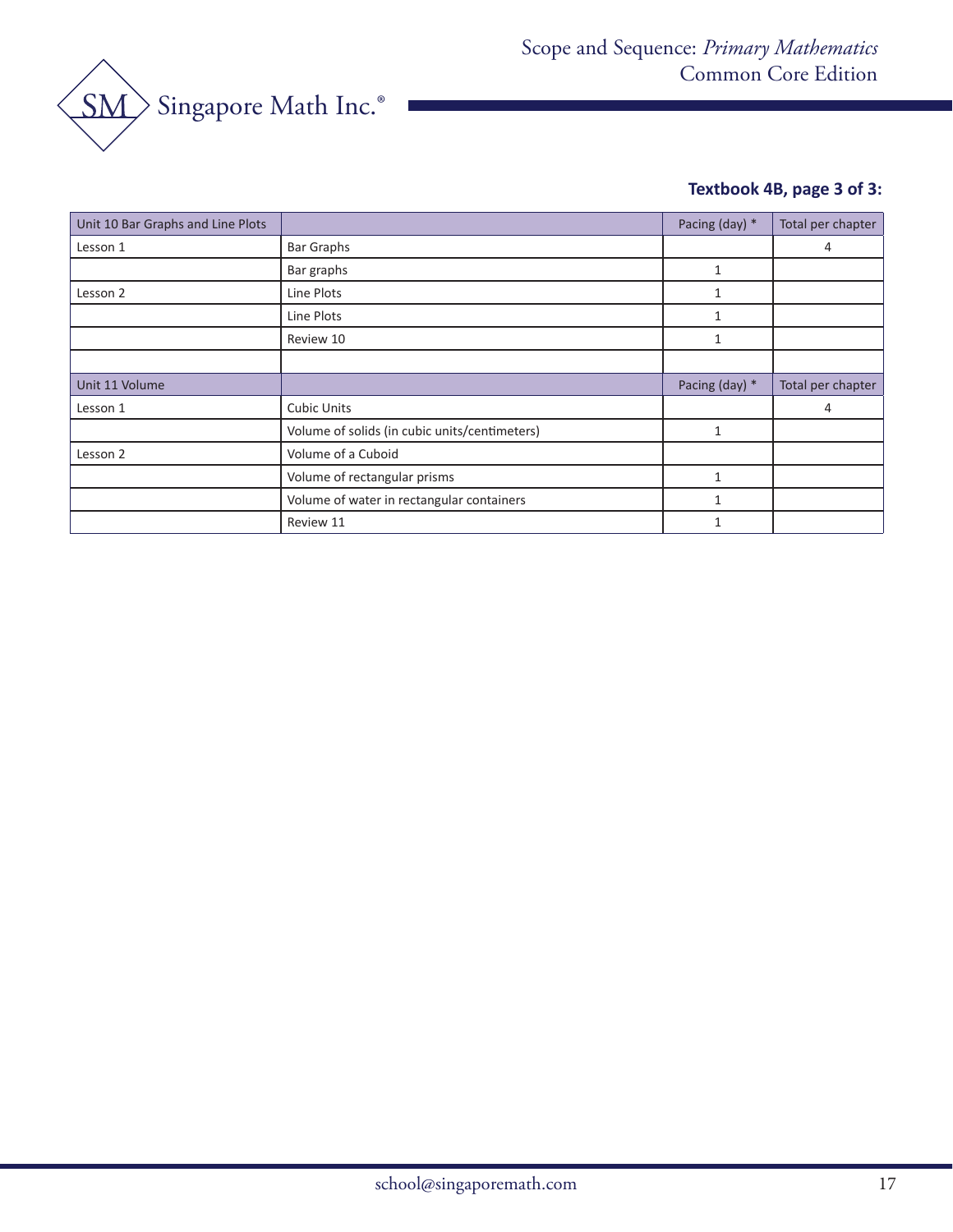**Textbook 4B, page 3 of 3:**

| Unit 10 Bar Graphs and Line Plots | | Pacing (day) * | Total per chapter |
|---|---|---|---|
| Lesson 1 | Bar Graphs | | 4 |
| | Bar graphs | 1 | |
| Lesson 2 | Line Plots | 1 | |
| | Line Plots | 1 | |
| | Review 10 | 1 | |
| | | | |
| Unit 11 Volume | | Pacing (day) * | Total per chapter |
| Lesson 1 | Cubic Units | | 4 |
| | Volume of solids (in cubic units/centimeters) | 1 | |
| Lesson 2 | Volume of a Cuboid | | |
| | Volume of rectangular prisms | 1 | |
| | Volume of water in rectangular containers | 1 | |
| | Review 11 | 1 | |

school@singaporemath.com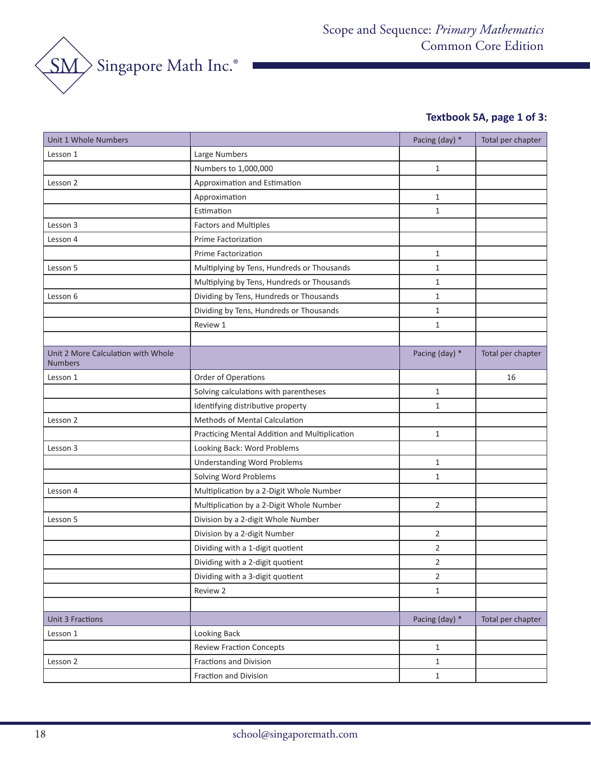# Scope and Sequence: *Primary Mathematics* Common Core Edition

**Textbook 5A, page 1 of 3:**

| Unit 1 Whole Numbers | | Pacing (day) * | Total per chapter |
|---|---|---|---|
| Lesson 1 | Large Numbers | | |
| | Numbers to 1,000,000 | 1 | |
| Lesson 2 | Approximation and Estimation | | |
| | Approximation | 1 | |
| | Estimation | 1 | |
| Lesson 3 | Factors and Multiples | | |
| Lesson 4 | Prime Factorization | | |
| | Prime Factorization | 1 | |
| Lesson 5 | Multiplying by Tens, Hundreds or Thousands | 1 | |
| | Multiplying by Tens, Hundreds or Thousands | 1 | |
| Lesson 6 | Dividing by Tens, Hundreds or Thousands | 1 | |
| | Dividing by Tens, Hundreds or Thousands | 1 | |
| | Review 1 | 1 | |
| | | | |
| **Unit 2 More Calculation with Whole Numbers** | | **Pacing (day) *** | **Total per chapter** |
| Lesson 1 | Order of Operations | | 16 |
| | Solving calculations with parentheses | 1 | |
| | Identifying distributive property | 1 | |
| Lesson 2 | Methods of Mental Calculation | | |
| | Practicing Mental Addition and Multiplication | 1 | |
| Lesson 3 | Looking Back: Word Problems | | |
| | Understanding Word Problems | 1 | |
| | Solving Word Problems | 1 | |
| Lesson 4 | Multiplication by a 2-Digit Whole Number | | |
| | Multiplication by a 2-Digit Whole Number | 2 | |
| Lesson 5 | Division by a 2-digit Whole Number | | |
| | Division by a 2-digit Number | 2 | |
| | Dividing with a 1-digit quotient | 2 | |
| | Dividing with a 2-digit quotient | 2 | |
| | Dividing with a 3-digit quotient | 2 | |
| | Review 2 | 1 | |
| | | | |
| **Unit 3 Fractions** | | **Pacing (day) *** | **Total per chapter** |
| Lesson 1 | Looking Back | | |
| | Review Fraction Concepts | 1 | |
| Lesson 2 | Fractions and Division | 1 | |
| | Fraction and Division | 1 | |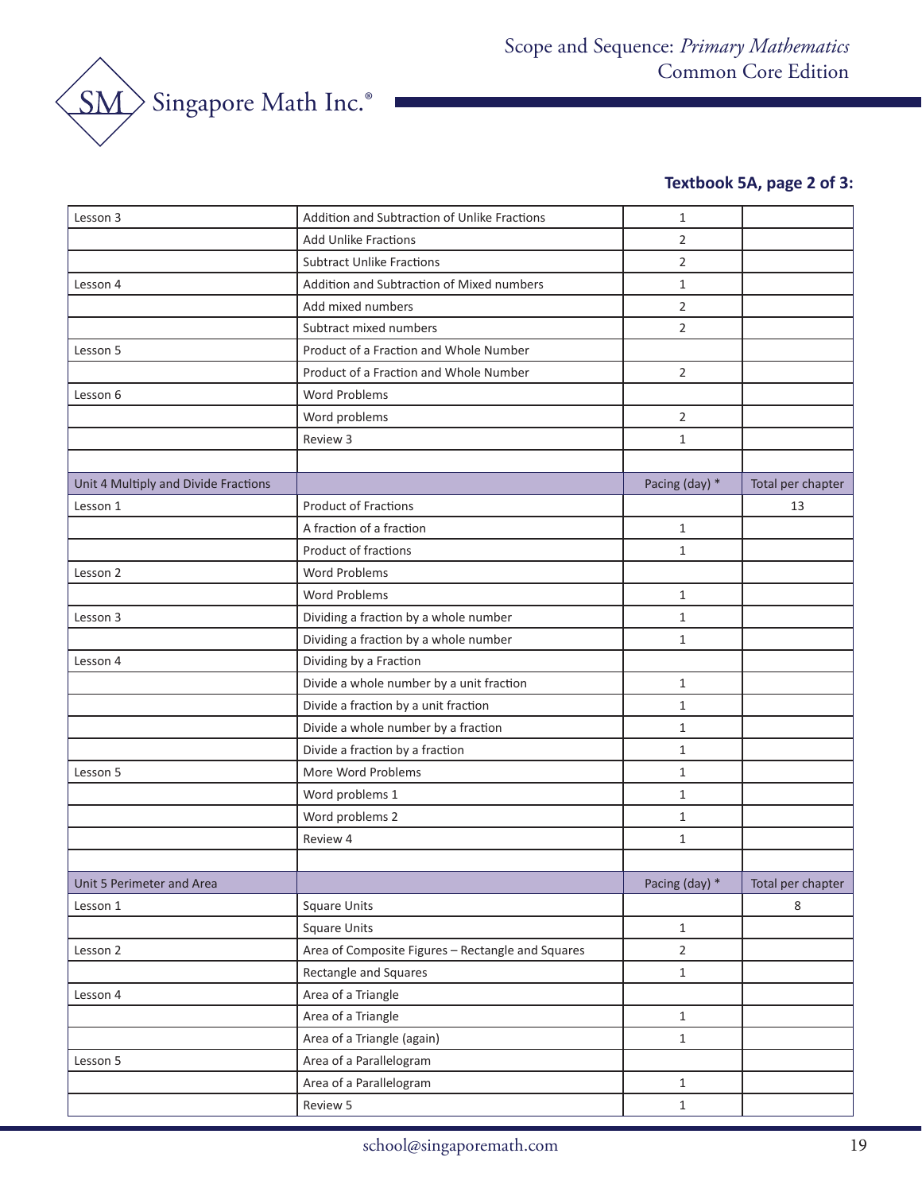**Textbook 5A, page 2 of 3:**

| Lesson 3 | Addition and Subtraction of Unlike Fractions | 1 | |
|---|---|---|---|
| | Add Unlike Fractions | 2 | |
| | Subtract Unlike Fractions | 2 | |
| Lesson 4 | Addition and Subtraction of Mixed numbers | 1 | |
| | Add mixed numbers | 2 | |
| | Subtract mixed numbers | 2 | |
| Lesson 5 | Product of a Fraction and Whole Number | | |
| | Product of a Fraction and Whole Number | 2 | |
| Lesson 6 | Word Problems | | |
| | Word problems | 2 | |
| | Review 3 | 1 | |
| | | | |
| Unit 4 Multiply and Divide Fractions | | Pacing (day) * | Total per chapter |
| Lesson 1 | Product of Fractions | | 13 |
| | A fraction of a fraction | 1 | |
| | Product of fractions | 1 | |
| Lesson 2 | Word Problems | | |
| | Word Problems | 1 | |
| Lesson 3 | Dividing a fraction by a whole number | 1 | |
| | Dividing a fraction by a whole number | 1 | |
| Lesson 4 | Dividing by a Fraction | | |
| | Divide a whole number by a unit fraction | 1 | |
| | Divide a fraction by a unit fraction | 1 | |
| | Divide a whole number by a fraction | 1 | |
| | Divide a fraction by a fraction | 1 | |
| Lesson 5 | More Word Problems | 1 | |
| | Word problems 1 | 1 | |
| | Word problems 2 | 1 | |
| | Review 4 | 1 | |
| | | | |
| Unit 5 Perimeter and Area | | Pacing (day) * | Total per chapter |
| Lesson 1 | Square Units | | 8 |
| | Square Units | 1 | |
| Lesson 2 | Area of Composite Figures – Rectangle and Squares | 2 | |
| | Rectangle and Squares | 1 | |
| Lesson 4 | Area of a Triangle | | |
| | Area of a Triangle | 1 | |
| | Area of a Triangle (again) | 1 | |
| Lesson 5 | Area of a Parallelogram | | |
| | Area of a Parallelogram | 1 | |
| | Review 5 | 1 | |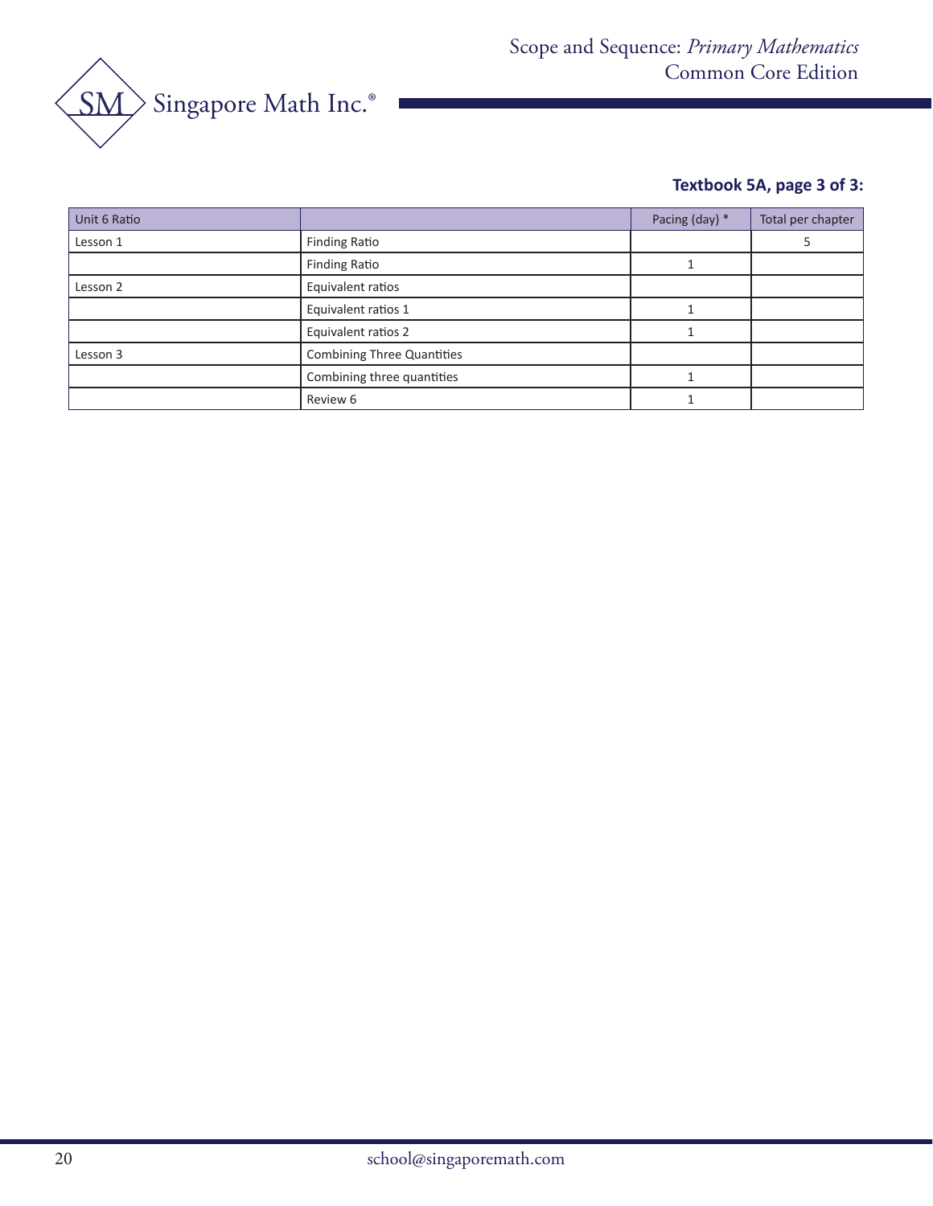**Textbook 5A, page 3 of 3:**

| Unit 6 Ratio | | Pacing (day) * | Total per chapter |
|---|---|---|---|
| Lesson 1 | Finding Ratio | | 5 |
| | Finding Ratio | 1 | |
| Lesson 2 | Equivalent ratios | | |
| | Equivalent ratios 1 | 1 | |
| | Equivalent ratios 2 | 1 | |
| Lesson 3 | Combining Three Quantities | | |
| | Combining three quantities | 1 | |
| | Review 6 | 1 | |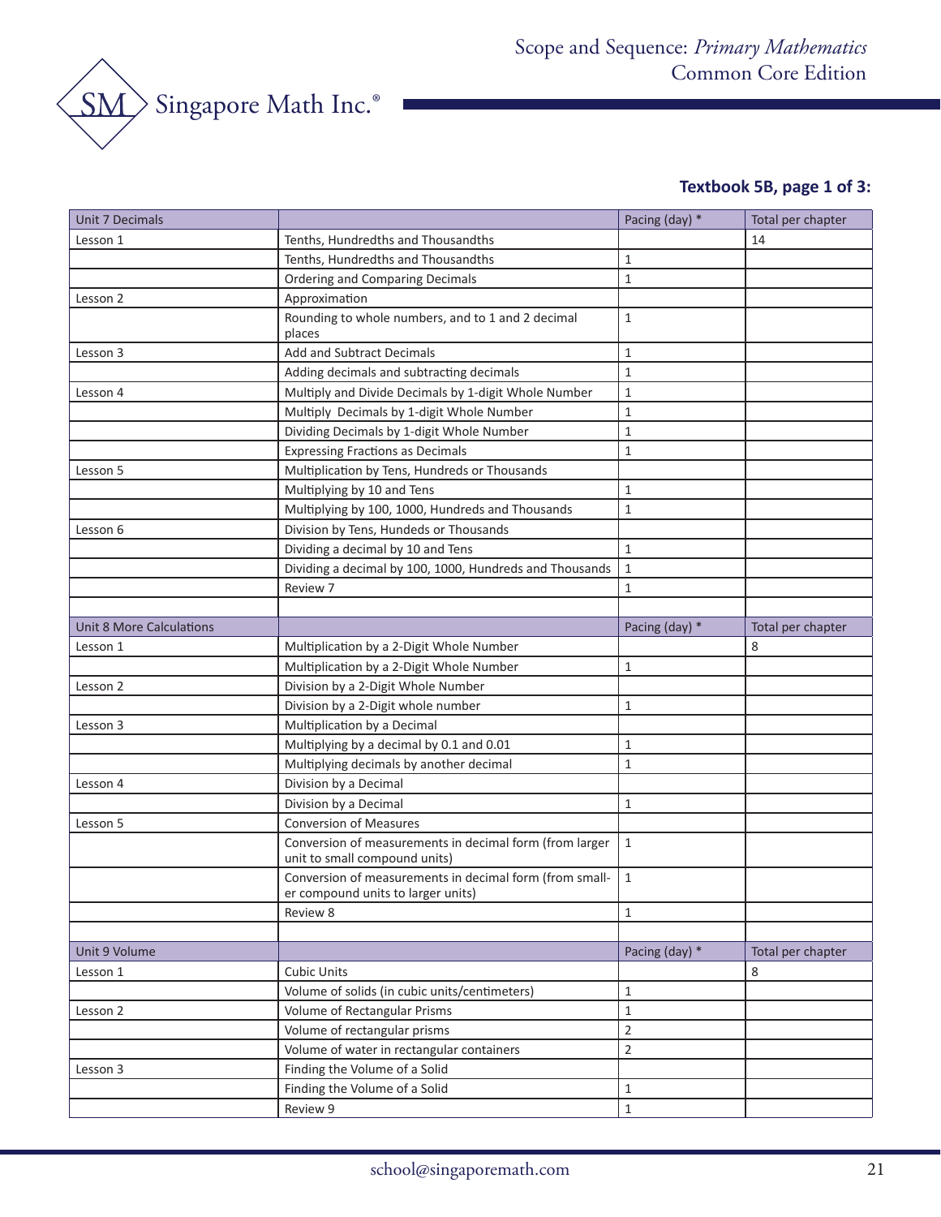**Textbook 5B, page 1 of 3:**

| Unit 7 Decimals | | Pacing (day) * | Total per chapter |
|---|---|---|---|
| Lesson 1 | Tenths, Hundredths and Thousandths | | 14 |
| | Tenths, Hundredths and Thousandths | 1 | |
| | Ordering and Comparing Decimals | 1 | |
| Lesson 2 | Approximation | | |
| | Rounding to whole numbers, and to 1 and 2 decimal places | 1 | |
| Lesson 3 | Add and Subtract Decimals | 1 | |
| | Adding decimals and subtracting decimals | 1 | |
| Lesson 4 | Multiply and Divide Decimals by 1-digit Whole Number | 1 | |
| | Multiply Decimals by 1-digit Whole Number | 1 | |
| | Dividing Decimals by 1-digit Whole Number | 1 | |
| | Expressing Fractions as Decimals | 1 | |
| Lesson 5 | Multiplication by Tens, Hundreds or Thousands | | |
| | Multiplying by 10 and Tens | 1 | |
| | Multiplying by 100, 1000, Hundreds and Thousands | 1 | |
| Lesson 6 | Division by Tens, Hundeds or Thousands | | |
| | Dividing a decimal by 10 and Tens | 1 | |
| | Dividing a decimal by 100, 1000, Hundreds and Thousands | 1 | |
| | Review 7 | 1 | |
| | | | |
| **Unit 8 More Calculations** | | **Pacing (day) *** | **Total per chapter** |
| Lesson 1 | Multiplication by a 2-Digit Whole Number | | 8 |
| | Multiplication by a 2-Digit Whole Number | 1 | |
| Lesson 2 | Division by a 2-Digit Whole Number | | |
| | Division by a 2-Digit whole number | 1 | |
| Lesson 3 | Multiplication by a Decimal | | |
| | Multiplying by a decimal by 0.1 and 0.01 | 1 | |
| | Multiplying decimals by another decimal | 1 | |
| Lesson 4 | Division by a Decimal | | |
| | Division by a Decimal | 1 | |
| Lesson 5 | Conversion of Measures | | |
| | Conversion of measurements in decimal form (from larger unit to small compound units) | 1 | |
| | Conversion of measurements in decimal form (from smaller compound units to larger units) | 1 | |
| | Review 8 | 1 | |
| | | | |
| **Unit 9 Volume** | | **Pacing (day) *** | **Total per chapter** |
| Lesson 1 | Cubic Units | | 8 |
| | Volume of solids (in cubic units/centimeters) | 1 | |
| Lesson 2 | Volume of Rectangular Prisms | 1 | |
| | Volume of rectangular prisms | 2 | |
| | Volume of water in rectangular containers | 2 | |
| Lesson 3 | Finding the Volume of a Solid | | |
| | Finding the Volume of a Solid | 1 | |
| | Review 9 | 1 | |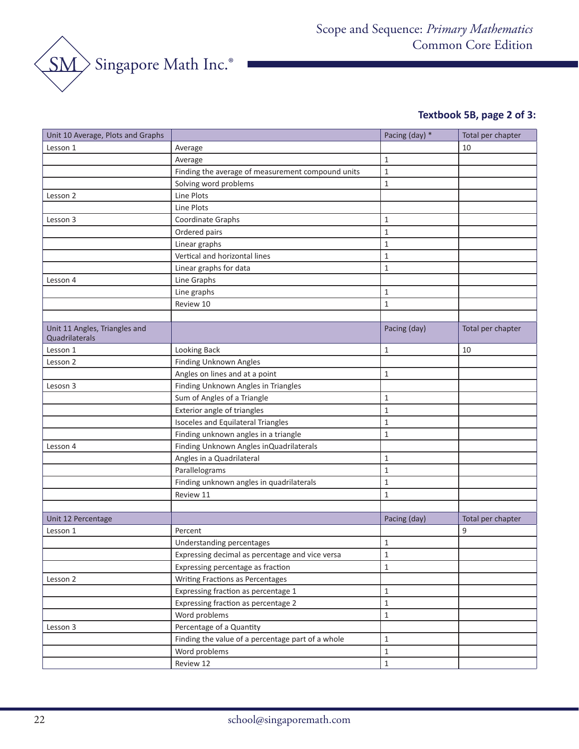**Textbook 5B, page 2 of 3:**

| Unit 10 Average, Plots and Graphs | | Pacing (day) * | Total per chapter |
|---|---|---|---|
| Lesson 1 | Average | | 10 |
| | Average | 1 | |
| | Finding the average of measurement compound units | 1 | |
| | Solving word problems | 1 | |
| Lesson 2 | Line Plots | | |
| | Line Plots | | |
| Lesson 3 | Coordinate Graphs | 1 | |
| | Ordered pairs | 1 | |
| | Linear graphs | 1 | |
| | Vertical and horizontal lines | 1 | |
| | Linear graphs for data | 1 | |
| Lesson 4 | Line Graphs | | |
| | Line graphs | 1 | |
| | Review 10 | 1 | |
| | | | |
| Unit 11 Angles, Triangles and Quadrilaterals | | Pacing (day) | Total per chapter |
| Lesson 1 | Looking Back | 1 | 10 |
| Lesson 2 | Finding Unknown Angles | | |
| | Angles on lines and at a point | 1 | |
| Lesosn 3 | Finding Unknown Angles in Triangles | | |
| | Sum of Angles of a Triangle | 1 | |
| | Exterior angle of triangles | 1 | |
| | Isoceles and Equilateral Triangles | 1 | |
| | Finding unknown angles in a triangle | 1 | |
| Lesson 4 | Finding Unknown Angles inQuadrilaterals | | |
| | Angles in a Quadrilateral | 1 | |
| | Parallelograms | 1 | |
| | Finding unknown angles in quadrilaterals | 1 | |
| | Review 11 | 1 | |
| | | | |
| Unit 12 Percentage | | Pacing (day) | Total per chapter |
| Lesson 1 | Percent | | 9 |
| | Understanding percentages | 1 | |
| | Expressing decimal as percentage and vice versa | 1 | |
| | Expressing percentage as fraction | 1 | |
| Lesson 2 | Writing Fractions as Percentages | | |
| | Expressing fraction as percentage 1 | 1 | |
| | Expressing fraction as percentage 2 | 1 | |
| | Word problems | 1 | |
| Lesson 3 | Percentage of a Quantity | | |
| | Finding the value of a percentage part of a whole | 1 | |
| | Word problems | 1 | |
| | Review 12 | 1 | |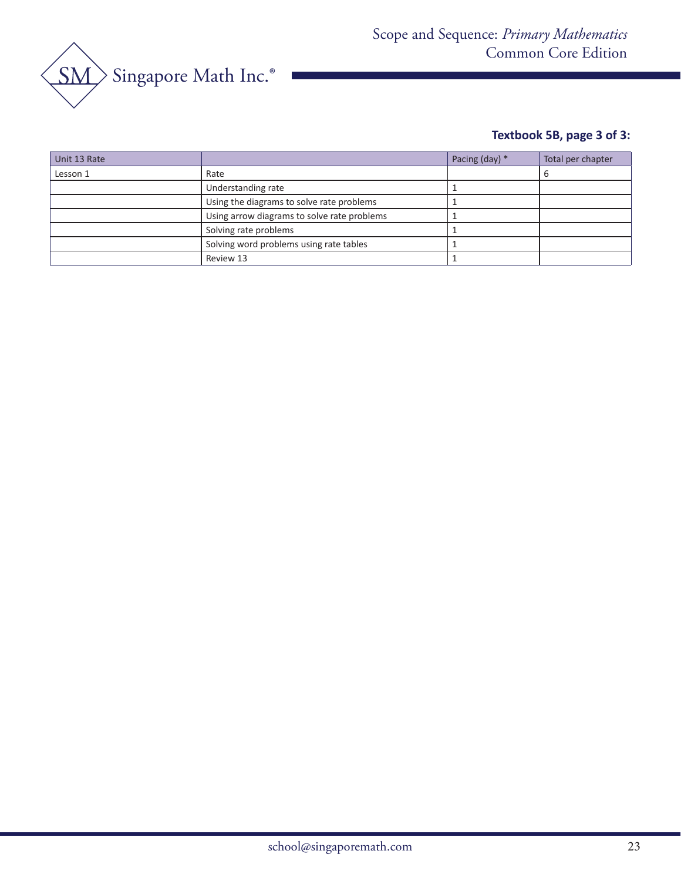**Textbook 5B, page 3 of 3:**

| Unit 13 Rate | | Pacing (day) * | Total per chapter |
|---|---|---|---|
| Lesson 1 | Rate | | 6 |
| | Understanding rate | 1 | |
| | Using the diagrams to solve rate problems | 1 | |
| | Using arrow diagrams to solve rate problems | 1 | |
| | Solving rate problems | 1 | |
| | Solving word problems using rate tables | 1 | |
| | Review 13 | 1 | |